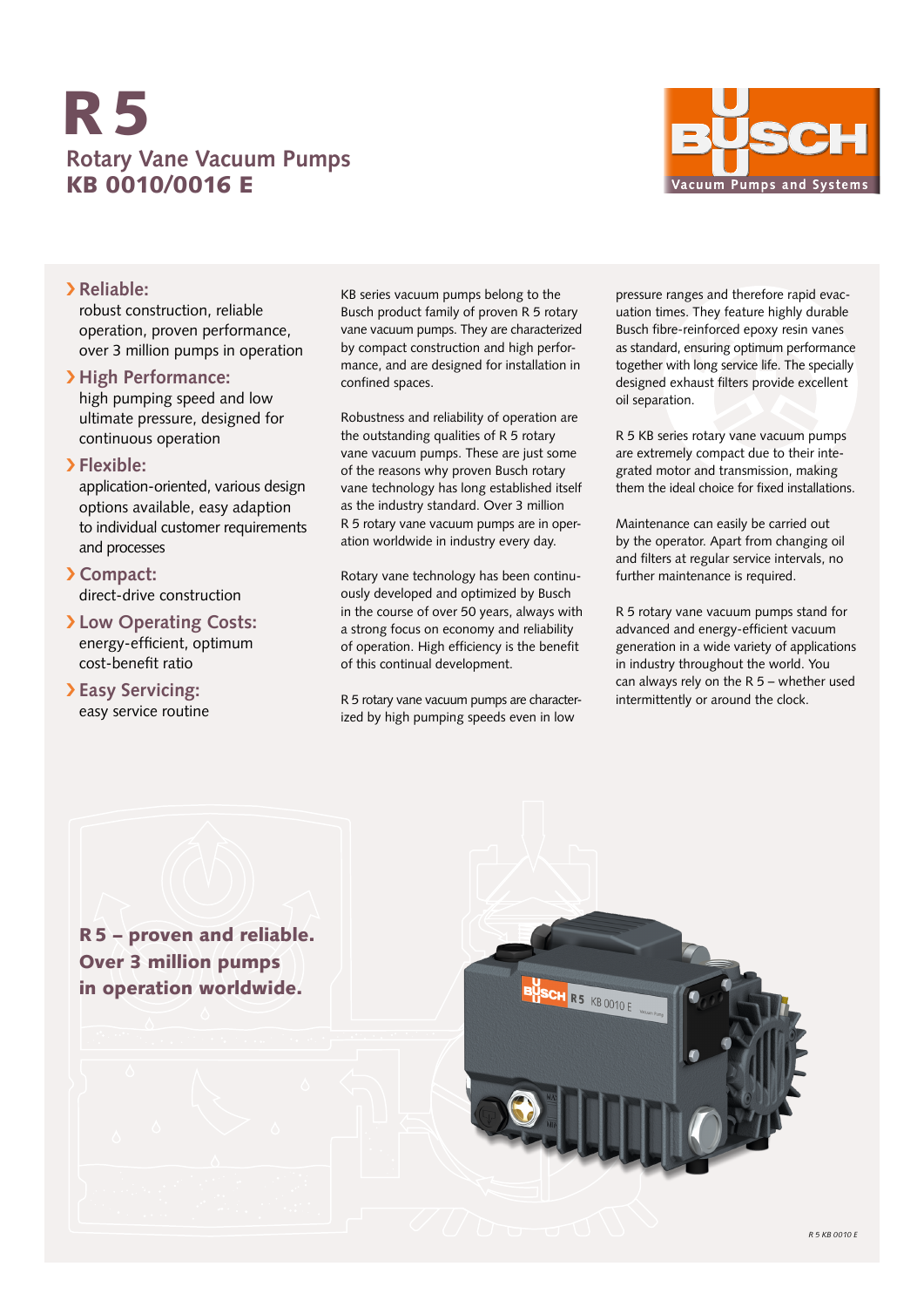# R 5

## Rotary Vane Vacuum Pumps
## KB 0010/0016 E

BUSCH
Vacuum Pumps and Systems

› **Reliable:**
robust construction, reliable operation, proven performance, over 3 million pumps in operation

› **High Performance:**
high pumping speed and low ultimate pressure, designed for continuous operation

› **Flexible:**
application-oriented, various design options available, easy adaption to individual customer requirements and processes

› **Compact:**
direct-drive construction

› **Low Operating Costs:**
energy-efficient, optimum cost-benefit ratio

› **Easy Servicing:**
easy service routine

KB series vacuum pumps belong to the Busch product family of proven R 5 rotary vane vacuum pumps. They are characterized by compact construction and high performance, and are designed for installation in confined spaces.

Robustness and reliability of operation are the outstanding qualities of R 5 rotary vane vacuum pumps. These are just some of the reasons why proven Busch rotary vane technology has long established itself as the industry standard. Over 3 million R 5 rotary vane vacuum pumps are in operation worldwide in industry every day.

Rotary vane technology has been continuously developed and optimized by Busch in the course of over 50 years, always with a strong focus on economy and reliability of operation. High efficiency is the benefit of this continual development.

R 5 rotary vane vacuum pumps are characterized by high pumping speeds even in low pressure ranges and therefore rapid evacuation times. They feature highly durable Busch fibre-reinforced epoxy resin vanes as standard, ensuring optimum performance together with long service life. The specially designed exhaust filters provide excellent oil separation.

R 5 KB series rotary vane vacuum pumps are extremely compact due to their integrated motor and transmission, making them the ideal choice for fixed installations.

Maintenance can easily be carried out by the operator. Apart from changing oil and filters at regular service intervals, no further maintenance is required.

R 5 rotary vane vacuum pumps stand for advanced and energy-efficient vacuum generation in a wide variety of applications in industry throughout the world. You can always rely on the R 5 – whether used intermittently or around the clock.

**R 5 – proven and reliable. Over 3 million pumps in operation worldwide.**

*R 5 KB 0010 E*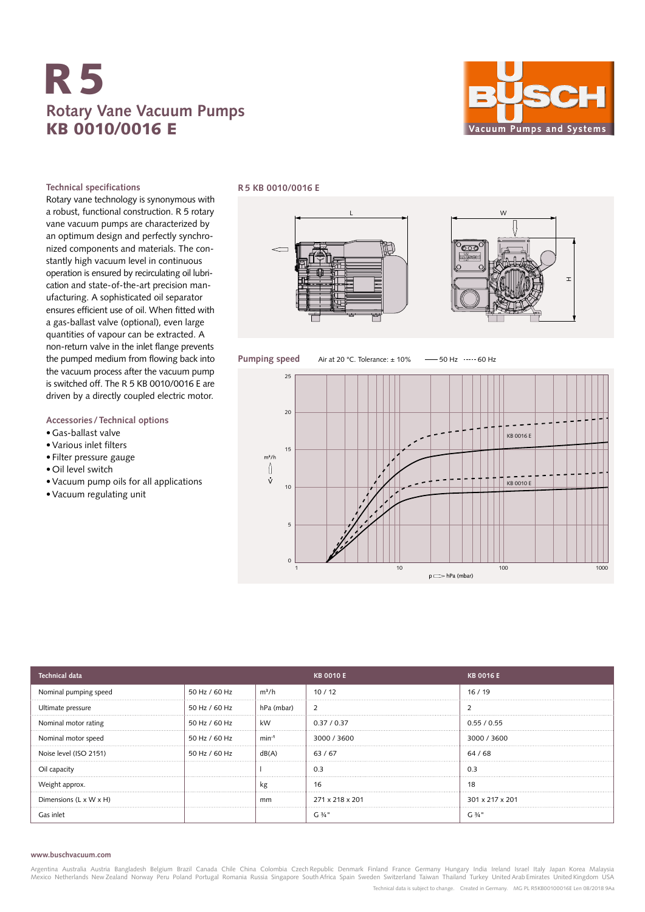# R 5

## Rotary Vane Vacuum Pumps

## KB 0010/0016 E

Vacuum Pumps and Systems

### Technical specifications

Rotary vane technology is synonymous with a robust, functional construction. R 5 rotary vane vacuum pumps are characterized by an optimum design and perfectly synchronized components and materials. The constantly high vacuum level in continuous operation is ensured by recirculating oil lubrication and state-of-the-art precision manufacturing. A sophisticated oil separator ensures efficient use of oil. When fitted with a gas-ballast valve (optional), even large quantities of vapour can be extracted. A non-return valve in the inlet flange prevents the pumped medium from flowing back into the vacuum process after the vacuum pump is switched off. The R 5 KB 0010/0016 E are driven by a directly coupled electric motor.

### Accessories / Technical options

- Gas-ballast valve
- Various inlet filters
- Filter pressure gauge
- Oil level switch
- Vacuum pump oils for all applications
- Vacuum regulating unit

### R 5 KB 0010/0016 E

L

W

H

### Pumping speed

Air at 20 °C. Tolerance: ± 10%

—— 50 Hz ----- 60 Hz

m³/h

V̇

0
5
10
15
20
25

1
10
100
1000

p ⟹ hPa (mbar)

KB 0016 E

KB 0010 E

| Technical data | | | KB 0010 E | KB 0016 E |
|---|---|---|---|---|
| Nominal pumping speed | 50 Hz / 60 Hz | m³/h | 10 / 12 | 16 / 19 |
| Ultimate pressure | 50 Hz / 60 Hz | hPa (mbar) | 2 | 2 |
| Nominal motor rating | 50 Hz / 60 Hz | kW | 0.37 / 0.37 | 0.55 / 0.55 |
| Nominal motor speed | 50 Hz / 60 Hz | min⁻¹ | 3000 / 3600 | 3000 / 3600 |
| Noise level (ISO 2151) | 50 Hz / 60 Hz | dB(A) | 63 / 67 | 64 / 68 |
| Oil capacity | | l | 0.3 | 0.3 |
| Weight approx. | | kg | 16 | 18 |
| Dimensions (L x W x H) | | mm | 271 x 218 x 201 | 301 x 217 x 201 |
| Gas inlet | | | G ¾" | G ¾" |

www.buschvacuum.com

Argentina Australia Austria Bangladesh Belgium Brazil Canada Chile China Colombia Czech Republic Denmark Finland France Germany Hungary India Ireland Israel Italy Japan Korea Malaysia Mexico Netherlands New Zealand Norway Peru Poland Portugal Romania Russia Singapore South Africa Spain Sweden Switzerland Taiwan Thailand Turkey United Arab Emirates United Kingdom USA

Technical data is subject to change. Created in Germany. MG PL R5KB00100016E Len 08/2018 9Aa